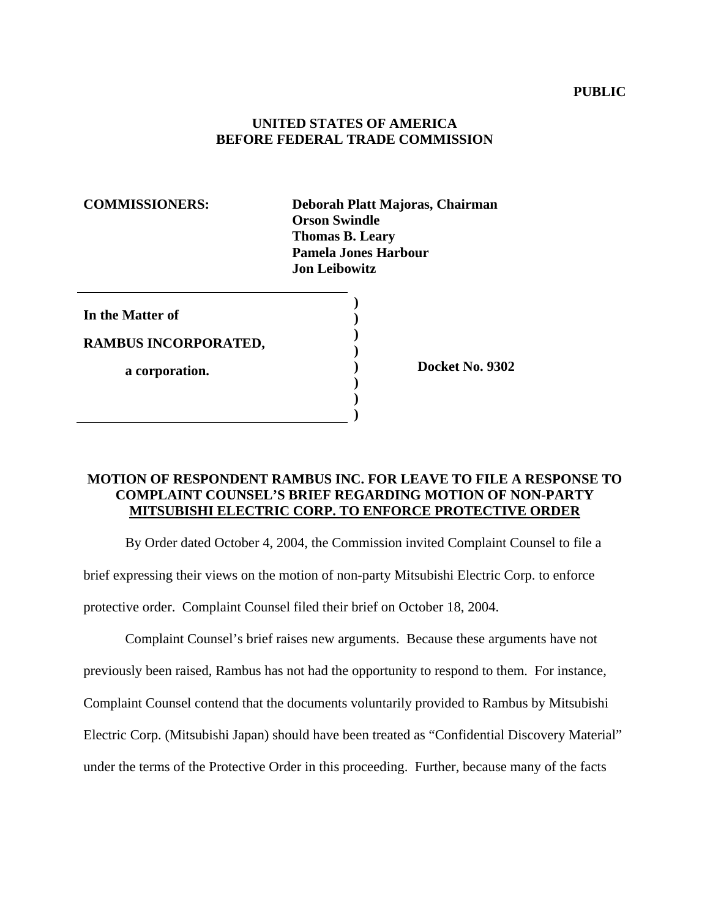**PUBLIC**

**UNITED STATES OF AMERICA**
**BEFORE FEDERAL TRADE COMMISSION**

**COMMISSIONERS:**

**Deborah Platt Majoras, Chairman**
**Orson Swindle**
**Thomas B. Leary**
**Pamela Jones Harbour**
**Jon Leibowitz**

| | | |
|---|---|---|
| **In the Matter of** | ) | |
| **RAMBUS INCORPORATED,** | ) | |
| **a corporation.** | ) | **Docket No. 9302** |

**MOTION OF RESPONDENT RAMBUS INC. FOR LEAVE TO FILE A RESPONSE TO COMPLAINT COUNSEL'S BRIEF REGARDING MOTION OF NON-PARTY MITSUBISHI ELECTRIC CORP. TO ENFORCE PROTECTIVE ORDER**

By Order dated October 4, 2004, the Commission invited Complaint Counsel to file a brief expressing their views on the motion of non-party Mitsubishi Electric Corp. to enforce protective order. Complaint Counsel filed their brief on October 18, 2004.

Complaint Counsel's brief raises new arguments. Because these arguments have not previously been raised, Rambus has not had the opportunity to respond to them. For instance, Complaint Counsel contend that the documents voluntarily provided to Rambus by Mitsubishi Electric Corp. (Mitsubishi Japan) should have been treated as "Confidential Discovery Material" under the terms of the Protective Order in this proceeding. Further, because many of the facts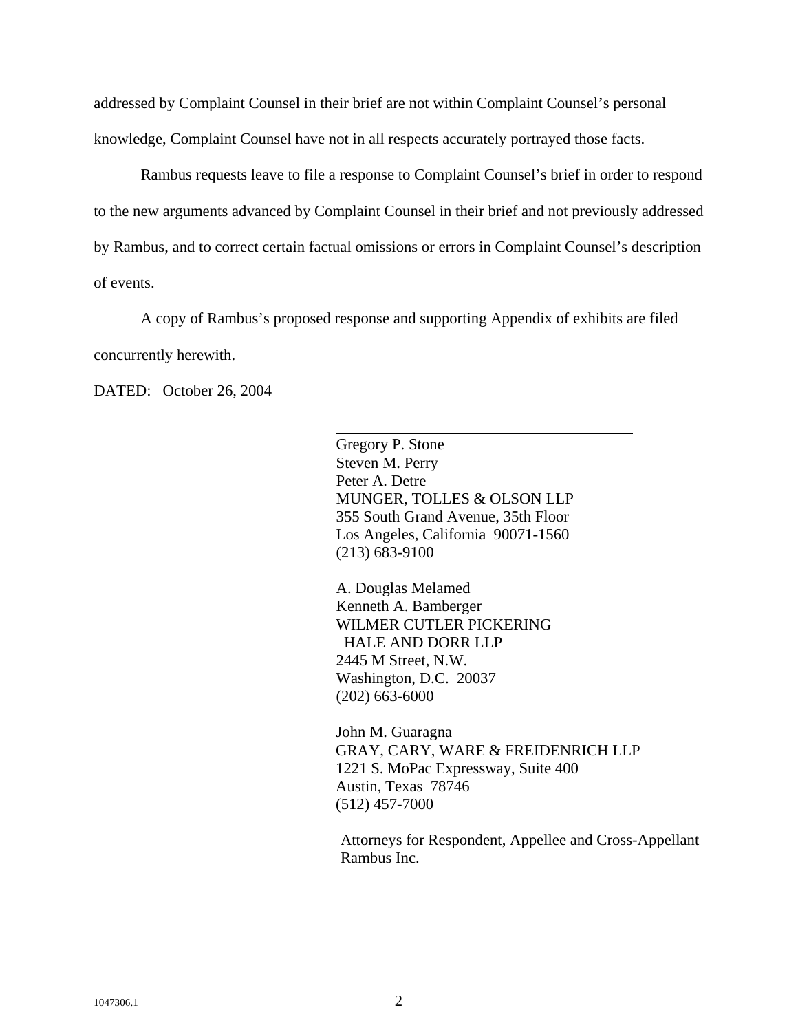addressed by Complaint Counsel in their brief are not within Complaint Counsel's personal knowledge, Complaint Counsel have not in all respects accurately portrayed those facts.

Rambus requests leave to file a response to Complaint Counsel's brief in order to respond to the new arguments advanced by Complaint Counsel in their brief and not previously addressed by Rambus, and to correct certain factual omissions or errors in Complaint Counsel's description of events.

A copy of Rambus's proposed response and supporting Appendix of exhibits are filed concurrently herewith.

DATED: October 26, 2004

Gregory P. Stone
Steven M. Perry
Peter A. Detre
MUNGER, TOLLES & OLSON LLP
355 South Grand Avenue, 35th Floor
Los Angeles, California 90071-1560
(213) 683-9100

A. Douglas Melamed
Kenneth A. Bamberger
WILMER CUTLER PICKERING
HALE AND DORR LLP
2445 M Street, N.W.
Washington, D.C. 20037
(202) 663-6000

John M. Guaragna
GRAY, CARY, WARE & FREIDENRICH LLP
1221 S. MoPac Expressway, Suite 400
Austin, Texas 78746
(512) 457-7000

Attorneys for Respondent, Appellee and Cross-Appellant Rambus Inc.

1047306.1